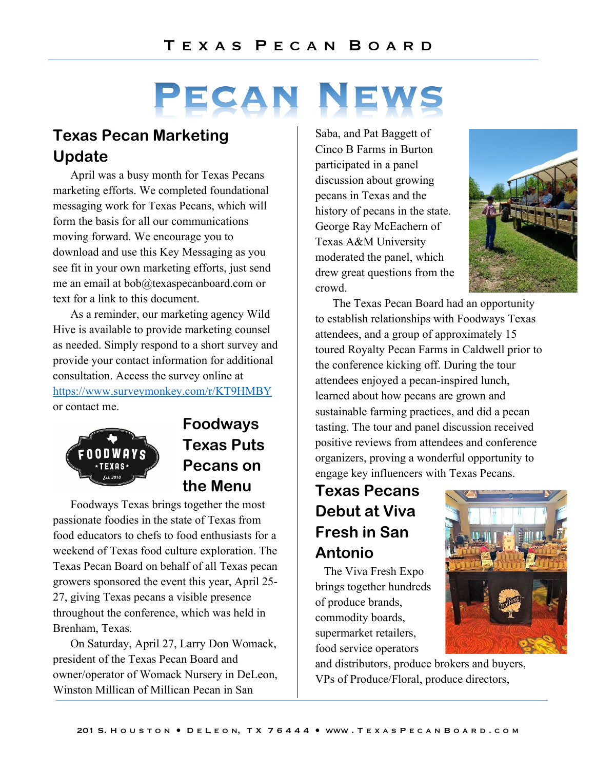# Pecan News

## Texas Pecan Marketing Update

April was a busy month for Texas Pecans marketing efforts. We completed foundational messaging work for Texas Pecans, which will form the basis for all our communications moving forward. We encourage you to download and use this Key Messaging as you see fit in your own marketing efforts, just send me an email at bob@texaspecanboard.com or text for a link to this document.

As a reminder, our marketing agency Wild Hive is available to provide marketing counsel as needed. Simply respond to a short survey and provide your contact information for additional consultation. Access the survey online at https://www.surveymonkey.com/r/KT9HMBY or contact me.

## Foodways Texas Puts Pecans on the Menu

Foodways Texas brings together the most passionate foodies in the state of Texas from food educators to chefs to food enthusiasts for a weekend of Texas food culture exploration. The Texas Pecan Board on behalf of all Texas pecan growers sponsored the event this year, April 25-27, giving Texas pecans a visible presence throughout the conference, which was held in Brenham, Texas.

On Saturday, April 27, Larry Don Womack, president of the Texas Pecan Board and owner/operator of Womack Nursery in DeLeon, Winston Millican of Millican Pecan in San Saba, and Pat Baggett of Cinco B Farms in Burton participated in a panel discussion about growing pecans in Texas and the history of pecans in the state. George Ray McEachern of Texas A&M University moderated the panel, which drew great questions from the crowd.

The Texas Pecan Board had an opportunity to establish relationships with Foodways Texas attendees, and a group of approximately 15 toured Royalty Pecan Farms in Caldwell prior to the conference kicking off. During the tour attendees enjoyed a pecan-inspired lunch, learned about how pecans are grown and sustainable farming practices, and did a pecan tasting. The tour and panel discussion received positive reviews from attendees and conference organizers, proving a wonderful opportunity to engage key influencers with Texas Pecans.

## Texas Pecans Debut at Viva Fresh in San Antonio

The Viva Fresh Expo brings together hundreds of produce brands, commodity boards, supermarket retailers, food service operators and distributors, produce brokers and buyers, VPs of Produce/Floral, produce directors,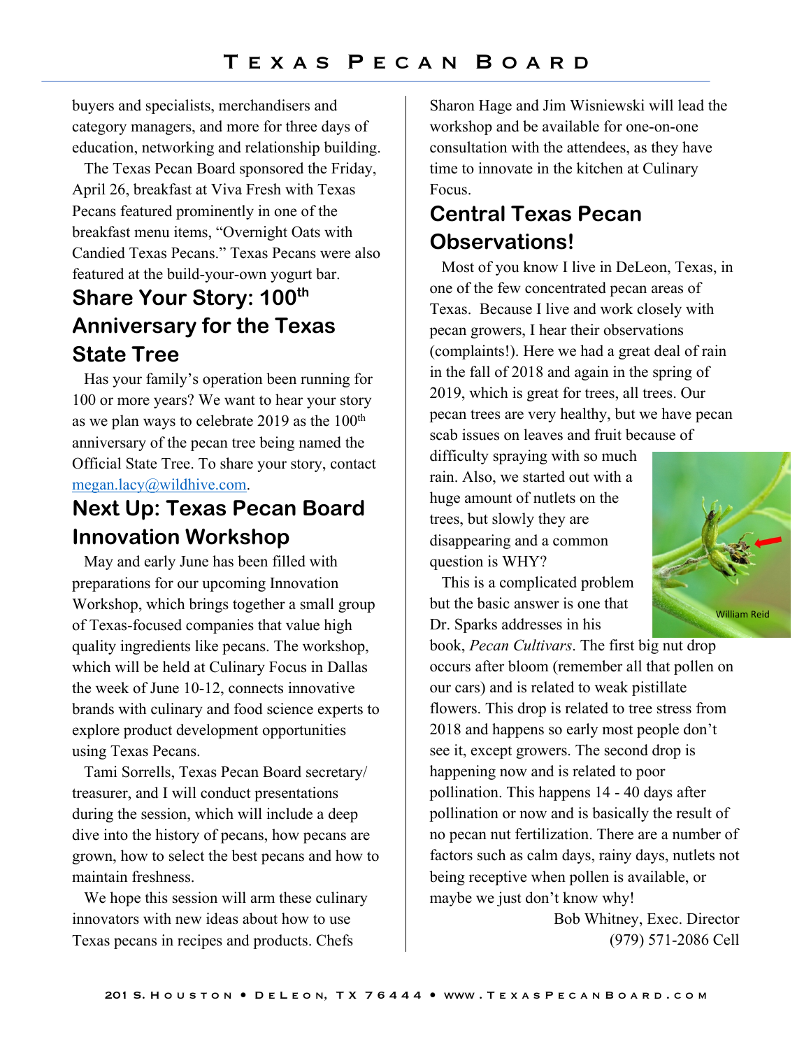buyers and specialists, merchandisers and category managers, and more for three days of education, networking and relationship building.

The Texas Pecan Board sponsored the Friday, April 26, breakfast at Viva Fresh with Texas Pecans featured prominently in one of the breakfast menu items, "Overnight Oats with Candied Texas Pecans." Texas Pecans were also featured at the build-your-own yogurt bar.

## Share Your Story: 100th Anniversary for the Texas State Tree

Has your family's operation been running for 100 or more years? We want to hear your story as we plan ways to celebrate 2019 as the 100th anniversary of the pecan tree being named the Official State Tree. To share your story, contact megan.lacy@wildhive.com.

## Next Up: Texas Pecan Board Innovation Workshop

May and early June has been filled with preparations for our upcoming Innovation Workshop, which brings together a small group of Texas-focused companies that value high quality ingredients like pecans. The workshop, which will be held at Culinary Focus in Dallas the week of June 10-12, connects innovative brands with culinary and food science experts to explore product development opportunities using Texas Pecans.

Tami Sorrells, Texas Pecan Board secretary/treasurer, and I will conduct presentations during the session, which will include a deep dive into the history of pecans, how pecans are grown, how to select the best pecans and how to maintain freshness.

We hope this session will arm these culinary innovators with new ideas about how to use Texas pecans in recipes and products. Chefs Sharon Hage and Jim Wisniewski will lead the workshop and be available for one-on-one consultation with the attendees, as they have time to innovate in the kitchen at Culinary Focus.

## Central Texas Pecan Observations!

Most of you know I live in DeLeon, Texas, in one of the few concentrated pecan areas of Texas. Because I live and work closely with pecan growers, I hear their observations (complaints!). Here we had a great deal of rain in the fall of 2018 and again in the spring of 2019, which is great for trees, all trees. Our pecan trees are very healthy, but we have pecan scab issues on leaves and fruit because of difficulty spraying with so much rain. Also, we started out with a huge amount of nutlets on the trees, but slowly they are disappearing and a common question is WHY?

William Reid

This is a complicated problem but the basic answer is one that Dr. Sparks addresses in his book, *Pecan Cultivars*. The first big nut drop occurs after bloom (remember all that pollen on our cars) and is related to weak pistillate flowers. This drop is related to tree stress from 2018 and happens so early most people don't see it, except growers. The second drop is happening now and is related to poor pollination. This happens 14 - 40 days after pollination or now and is basically the result of no pecan nut fertilization. There are a number of factors such as calm days, rainy days, nutlets not being receptive when pollen is available, or maybe we just don't know why!

Bob Whitney, Exec. Director
(979) 571-2086 Cell